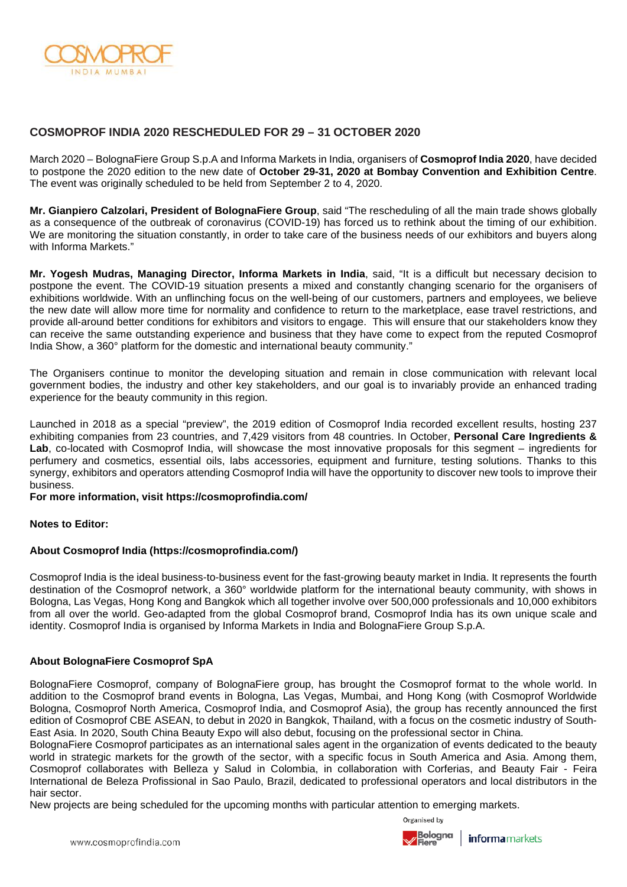# COSMOPROF INDIA 2020 RESCHEDULED FOR 29 – 31 OCTOBER 2020

March 2020 – BolognaFiere Group S.p.A and Informa Markets in India, organisers of **Cosmoprof India 2020**, have decided to postpone the 2020 edition to the new date of **October 29-31, 2020 at Bombay Convention and Exhibition Centre**. The event was originally scheduled to be held from September 2 to 4, 2020.

**Mr. Gianpiero Calzolari, President of BolognaFiere Group**, said "The rescheduling of all the main trade shows globally as a consequence of the outbreak of coronavirus (COVID-19) has forced us to rethink about the timing of our exhibition. We are monitoring the situation constantly, in order to take care of the business needs of our exhibitors and buyers along with Informa Markets."

**Mr. Yogesh Mudras, Managing Director, Informa Markets in India**, said, "It is a difficult but necessary decision to postpone the event. The COVID-19 situation presents a mixed and constantly changing scenario for the organisers of exhibitions worldwide. With an unflinching focus on the well-being of our customers, partners and employees, we believe the new date will allow more time for normality and confidence to return to the marketplace, ease travel restrictions, and provide all-around better conditions for exhibitors and visitors to engage. This will ensure that our stakeholders know they can receive the same outstanding experience and business that they have come to expect from the reputed Cosmoprof India Show, a 360° platform for the domestic and international beauty community."

The Organisers continue to monitor the developing situation and remain in close communication with relevant local government bodies, the industry and other key stakeholders, and our goal is to invariably provide an enhanced trading experience for the beauty community in this region.

Launched in 2018 as a special "preview", the 2019 edition of Cosmoprof India recorded excellent results, hosting 237 exhibiting companies from 23 countries, and 7,429 visitors from 48 countries. In October, **Personal Care Ingredients & Lab**, co-located with Cosmoprof India, will showcase the most innovative proposals for this segment – ingredients for perfumery and cosmetics, essential oils, labs accessories, equipment and furniture, testing solutions. Thanks to this synergy, exhibitors and operators attending Cosmoprof India will have the opportunity to discover new tools to improve their business.

**For more information, visit https://cosmoprofindia.com/**

**Notes to Editor:**

**About Cosmoprof India (https://cosmoprofindia.com/)**

Cosmoprof India is the ideal business-to-business event for the fast-growing beauty market in India. It represents the fourth destination of the Cosmoprof network, a 360° worldwide platform for the international beauty community, with shows in Bologna, Las Vegas, Hong Kong and Bangkok which all together involve over 500,000 professionals and 10,000 exhibitors from all over the world. Geo-adapted from the global Cosmoprof brand, Cosmoprof India has its own unique scale and identity. Cosmoprof India is organised by Informa Markets in India and BolognaFiere Group S.p.A.

**About BolognaFiere Cosmoprof SpA**

BolognaFiere Cosmoprof, company of BolognaFiere group, has brought the Cosmoprof format to the whole world. In addition to the Cosmoprof brand events in Bologna, Las Vegas, Mumbai, and Hong Kong (with Cosmoprof Worldwide Bologna, Cosmoprof North America, Cosmoprof India, and Cosmoprof Asia), the group has recently announced the first edition of Cosmoprof CBE ASEAN, to debut in 2020 in Bangkok, Thailand, with a focus on the cosmetic industry of South-East Asia. In 2020, South China Beauty Expo will also debut, focusing on the professional sector in China.
BolognaFiere Cosmoprof participates as an international sales agent in the organization of events dedicated to the beauty world in strategic markets for the growth of the sector, with a specific focus in South America and Asia. Among them, Cosmoprof collaborates with Belleza y Salud in Colombia, in collaboration with Corferias, and Beauty Fair - Feira International de Beleza Profissional in Sao Paulo, Brazil, dedicated to professional operators and local distributors in the hair sector.
New projects are being scheduled for the upcoming months with particular attention to emerging markets.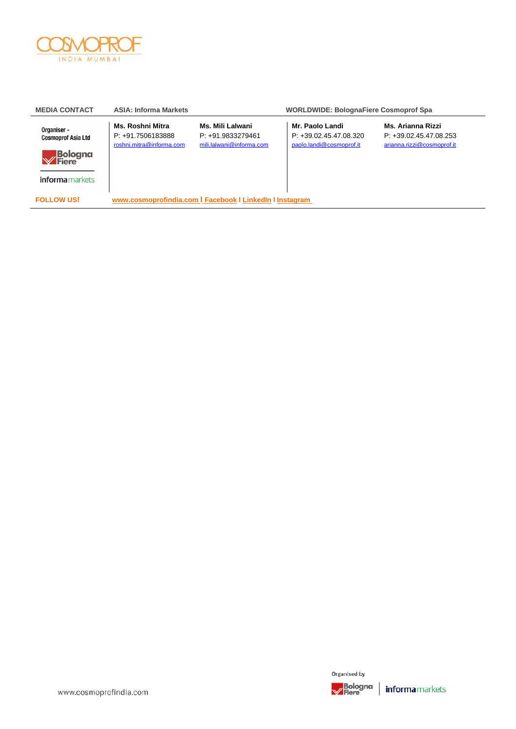COSMOPROF INDIA MUMBAI

| MEDIA CONTACT | ASIA: Informa Markets | | WORLDWIDE: BolognaFiere Cosmoprof Spa | |
|---|---|---|---|---|
| Organiser - Cosmoprof Asia Ltd<br>BolognaFiere<br>informa markets | **Ms. Roshni Mitra**<br>P: +91.7506183888<br>roshni.mitra@informa.com | **Ms. Mili Lalwani**<br>P: +91.9833279461<br>mili.lalwani@informa.com | **Mr. Paolo Landi**<br>P: +39.02.45.47.08.320<br>paolo.landi@cosmoprof.it | **Ms. Arianna Rizzi**<br>P: +39.02.45.47.08.253<br>arianna.rizzi@cosmoprof.it |
| **FOLLOW US!** | **www.cosmoprofindia.com I Facebook I LinkedIn I Instagram** | | | |